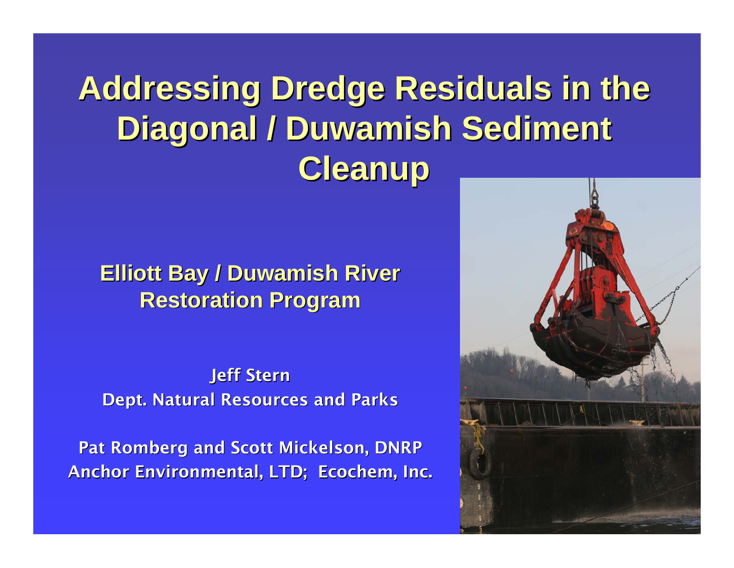# Addressing Dredge Residuals in the Diagonal / Duwamish Sediment Cleanup

## Elliott Bay / Duwamish River Restoration Program

**Jeff Stern**
**Dept. Natural Resources and Parks**

**Pat Romberg and Scott Mickelson, DNRP**
**Anchor Environmental, LTD; Ecochem, Inc.**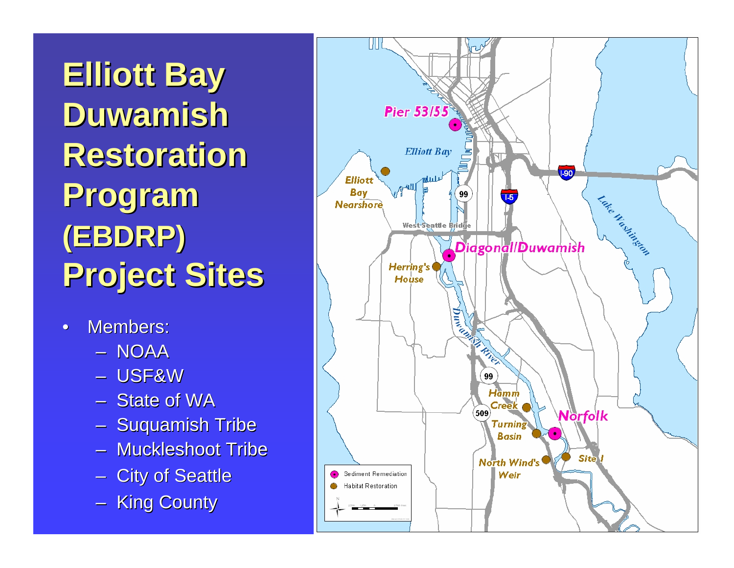# Elliott Bay Duwamish Restoration Program (EBDRP) Project Sites

- Members:
  - NOAA
  - USF&W
  - State of WA
  - Suquamish Tribe
  - Muckleshoot Tribe
  - City of Seattle
  - King County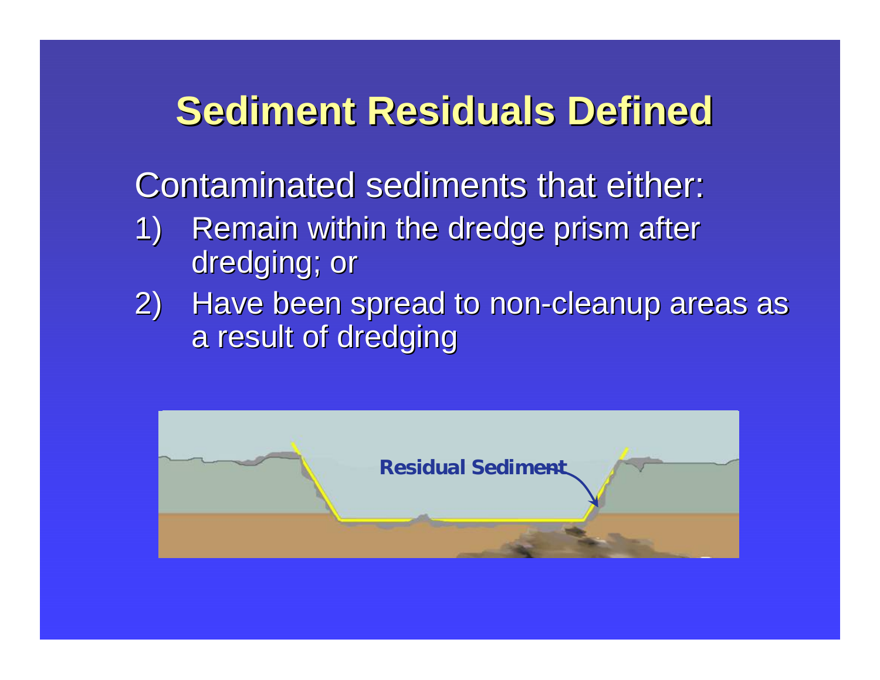# Sediment Residuals Defined

Contaminated sediments that either:

1) Remain within the dredge prism after dredging; or
2) Have been spread to non-cleanup areas as a result of dredging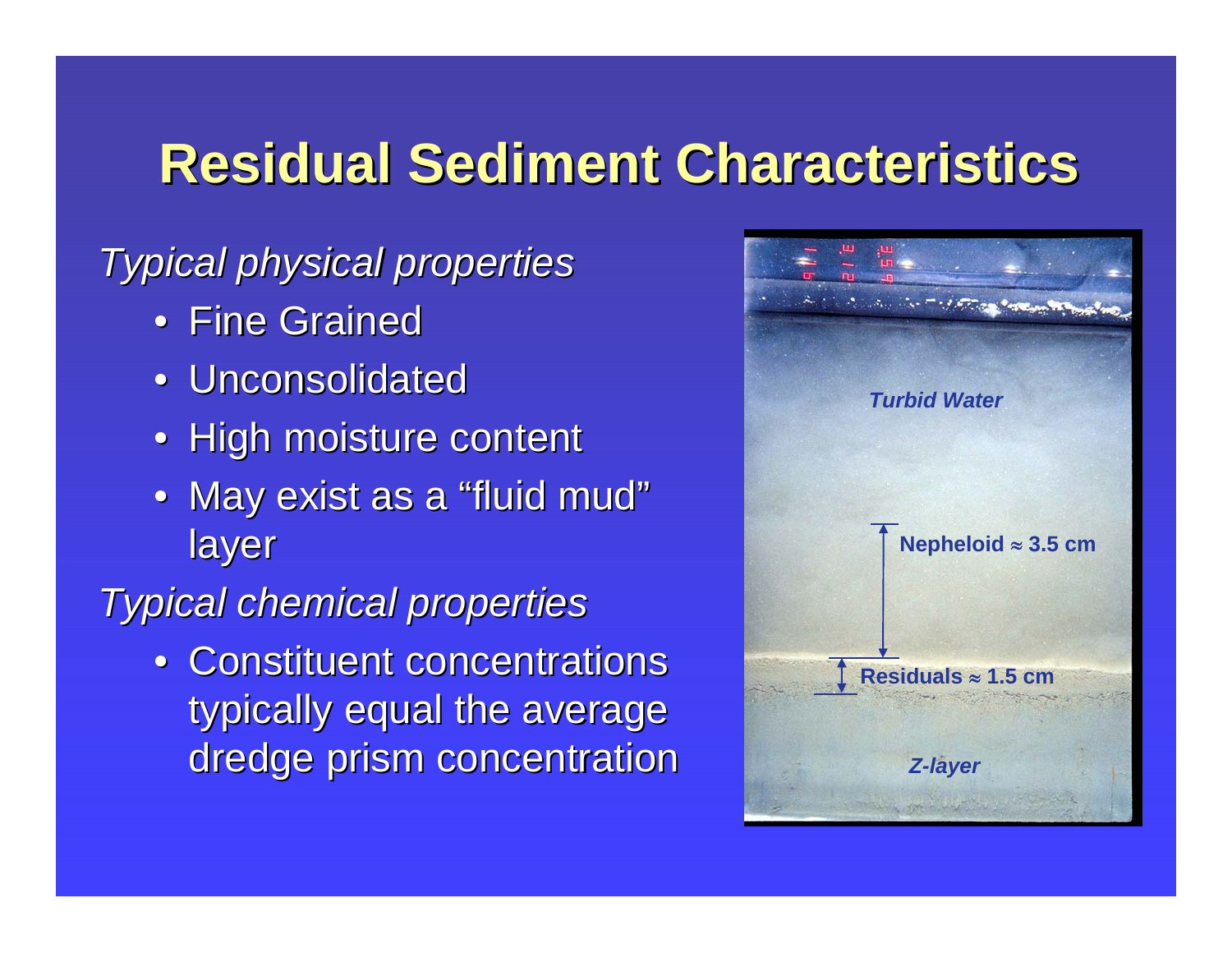# Residual Sediment Characteristics

*Typical physical properties*

- Fine Grained
- Unconsolidated
- High moisture content
- May exist as a "fluid mud" layer

*Typical chemical properties*

- Constituent concentrations typically equal the average dredge prism concentration

*Turbid Water*

**Nepheloid ≈ 3.5 cm**

**Residuals ≈ 1.5 cm**

*Z-layer*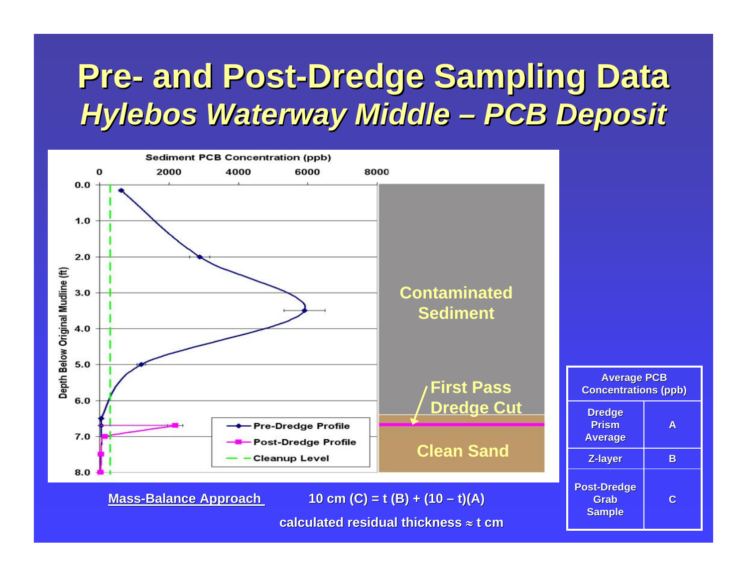# Pre- and Post-Dredge Sampling Data

## *Hylebos Waterway Middle – PCB Deposit*

Sediment PCB Concentration (ppb)

Depth Below Original Mudline (ft)

- Pre-Dredge Profile
- Post-Dredge Profile
- Cleanup Level

Contaminated Sediment

First Pass Dredge Cut

Clean Sand

| Average PCB Concentrations (ppb) | |
|---|---|
| Dredge Prism Average | A |
| Z-layer | B |
| Post-Dredge Grab Sample | C |

**Mass-Balance Approach**

**10 cm (C) = t (B) + (10 – t)(A)**

**calculated residual thickness ≈ t cm**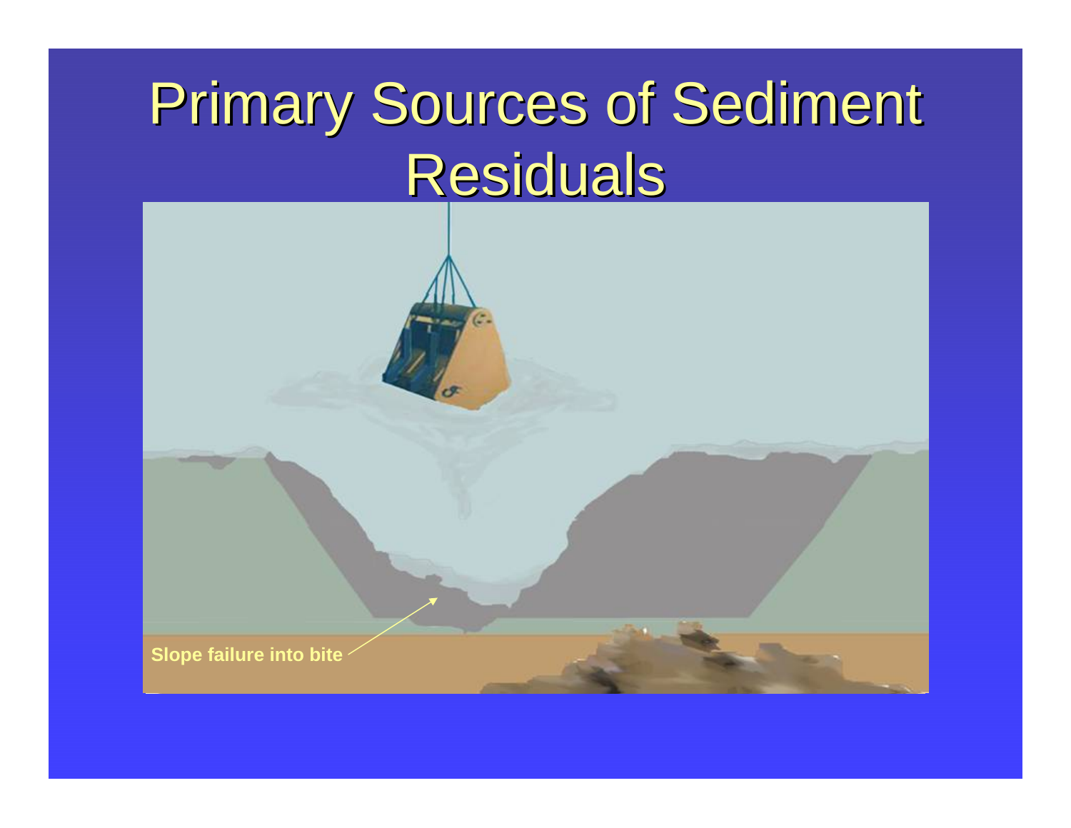# Primary Sources of Sediment Residuals

Slope failure into bite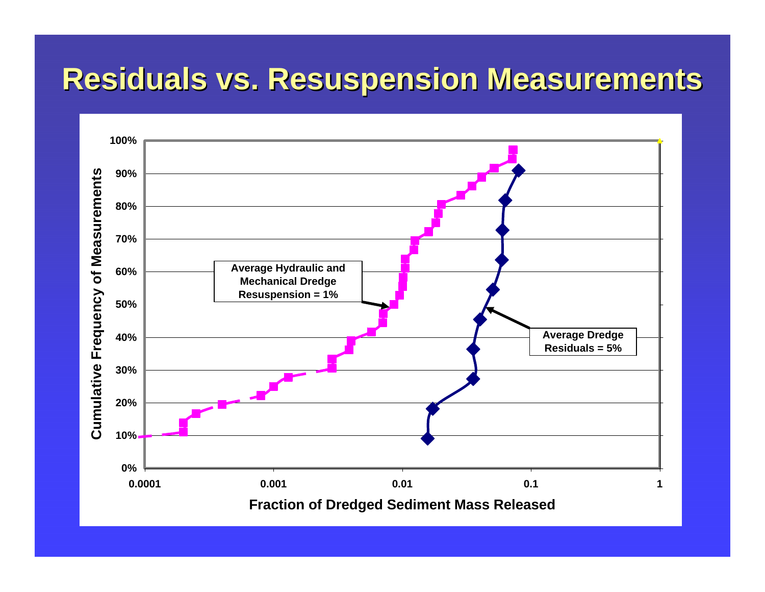# Residuals vs. Resuspension Measurements

Cumulative Frequency of Measurements (0%–100%) vs. Fraction of Dredged Sediment Mass Released (0.0001–1, log scale)

Average Hydraulic and Mechanical Dredge Resuspension = 1%

Average Dredge Residuals = 5%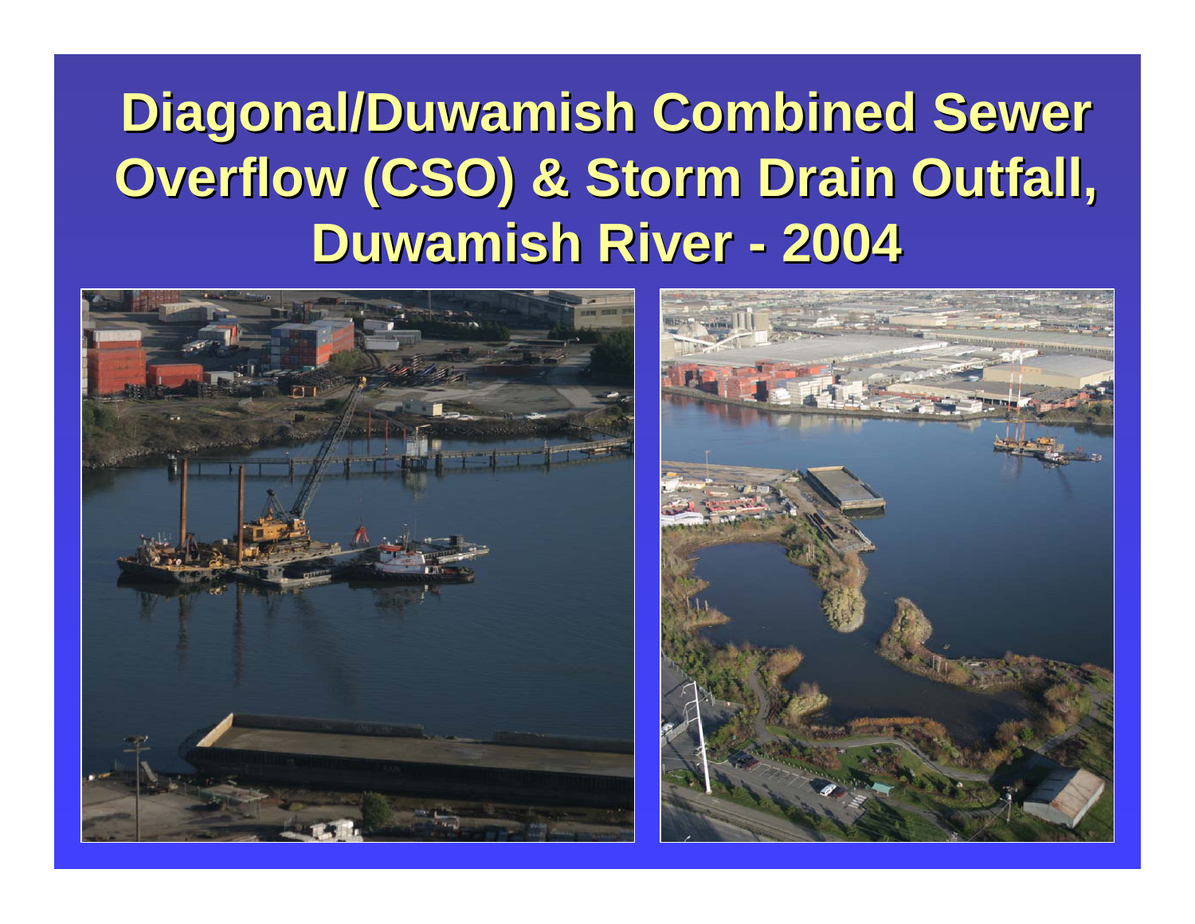# Diagonal/Duwamish Combined Sewer Overflow (CSO) & Storm Drain Outfall, Duwamish River - 2004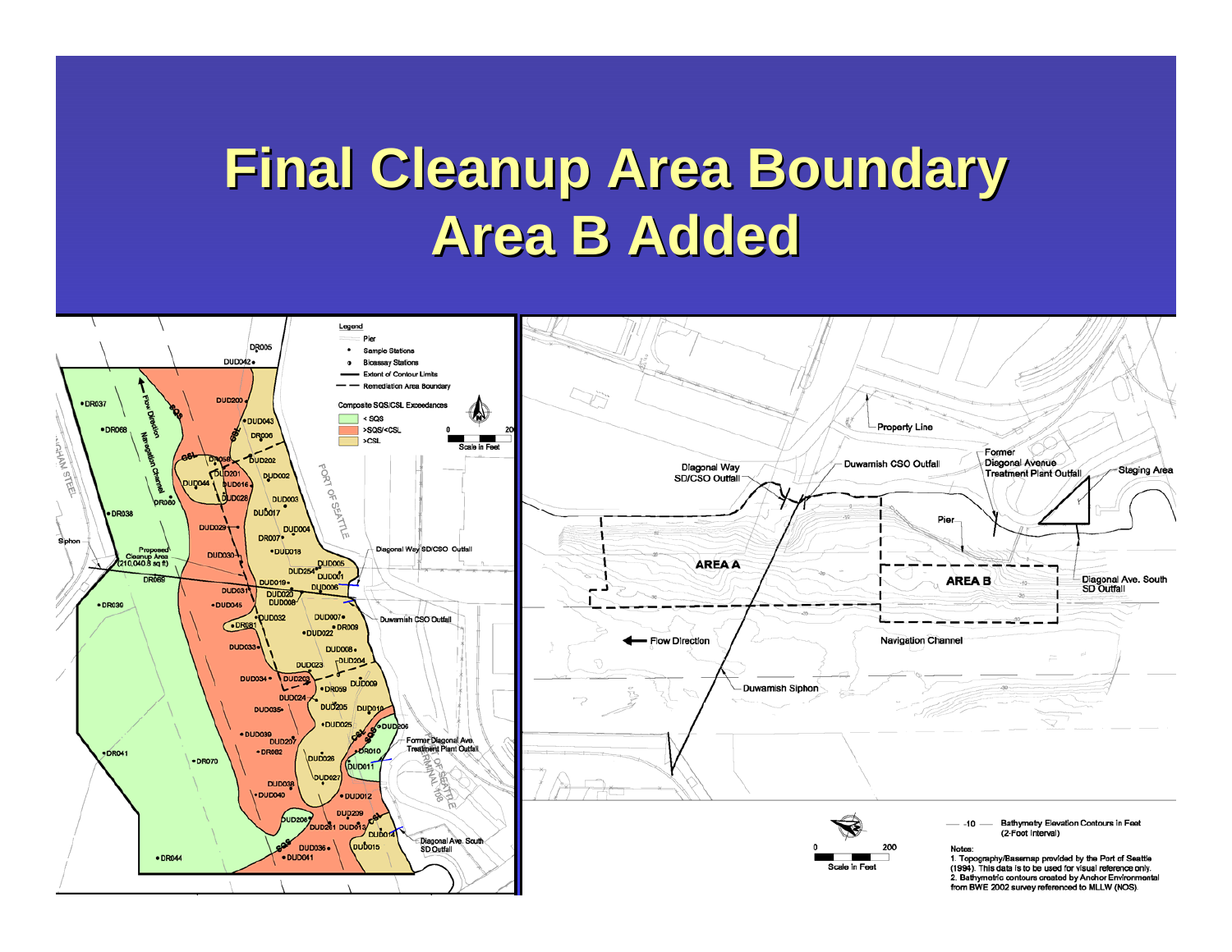# Final Cleanup Area Boundary
# Area B Added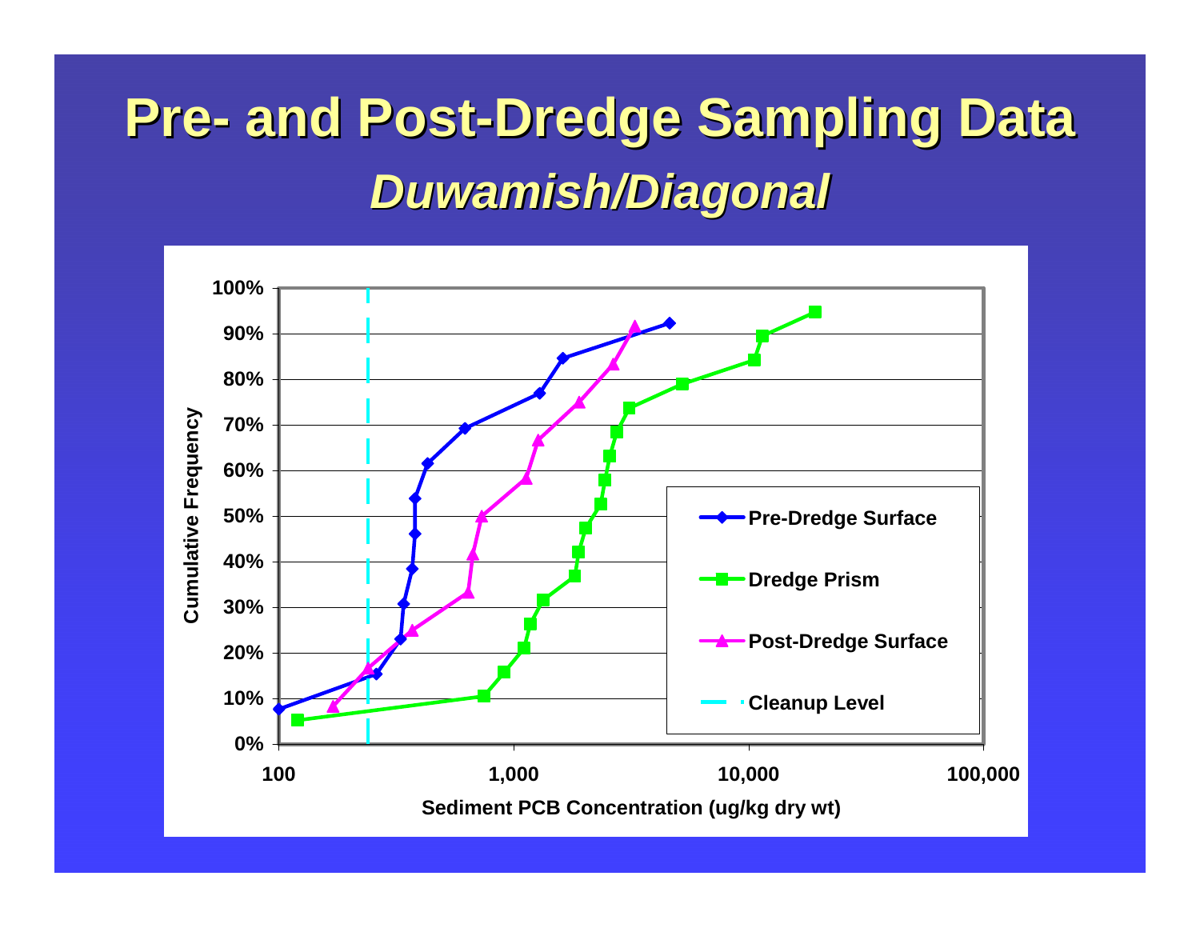# Pre- and Post-Dredge Sampling Data

## *Duwamish/Diagonal*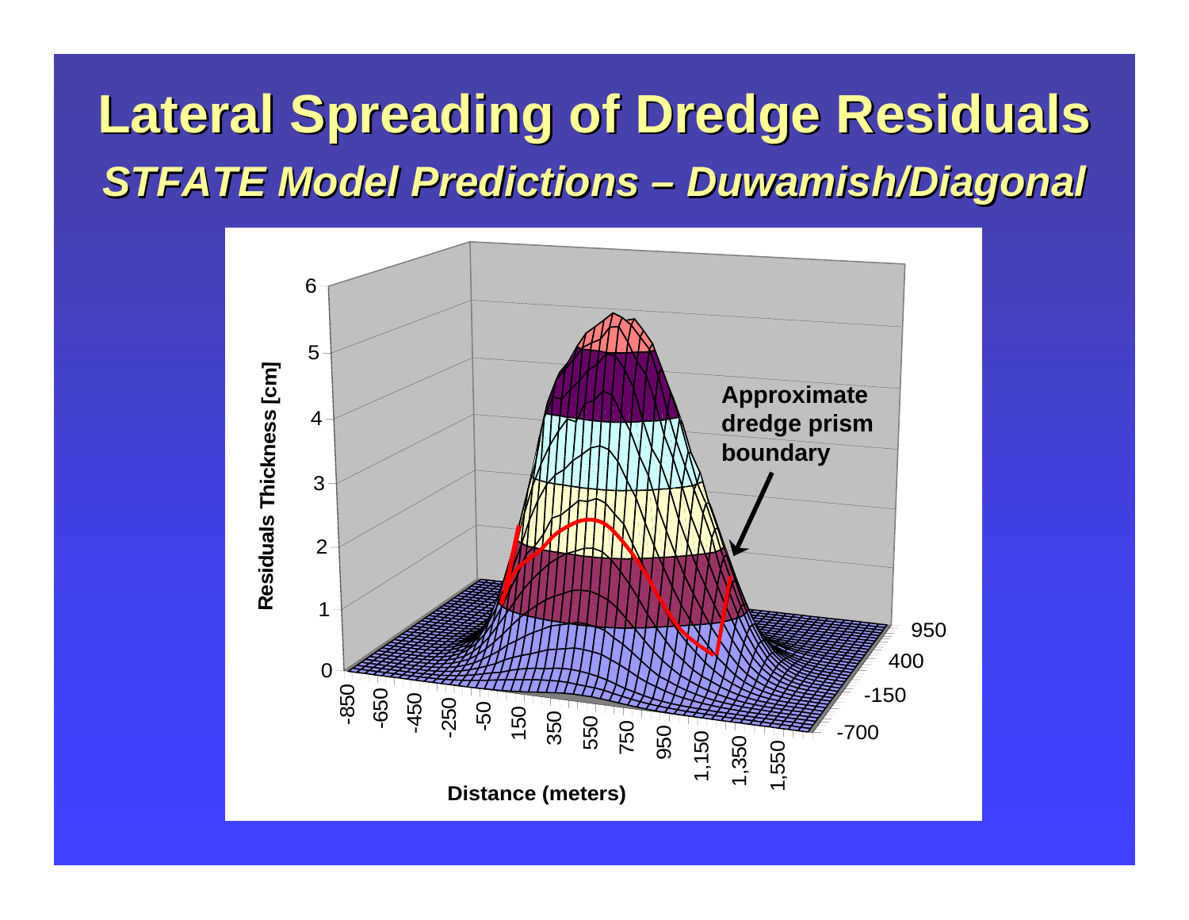# Lateral Spreading of Dredge Residuals

## *STFATE Model Predictions – Duwamish/Diagonal*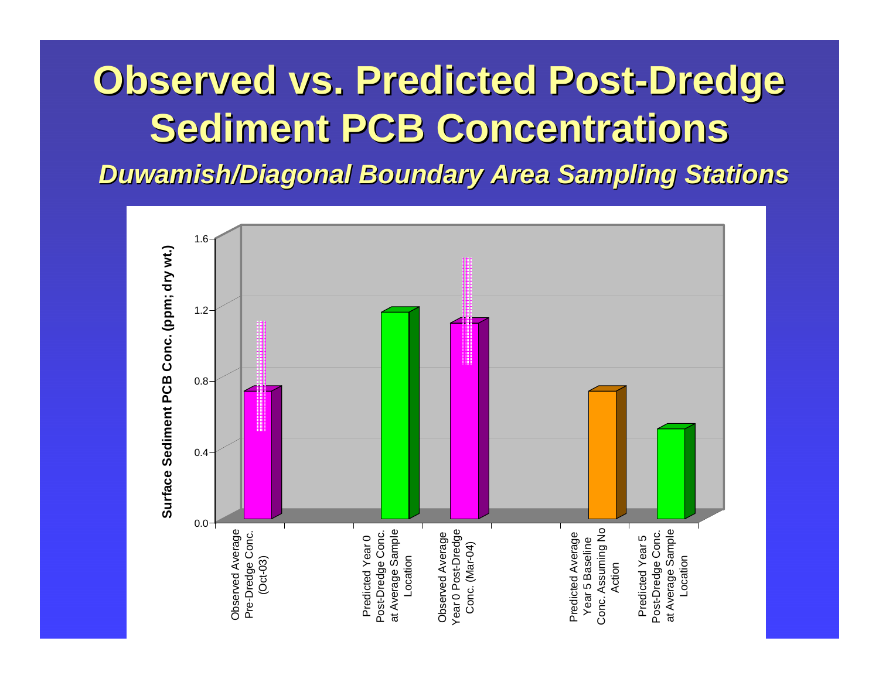# Observed vs. Predicted Post-Dredge Sediment PCB Concentrations

***Duwamish/Diagonal Boundary Area Sampling Stations***

Surface Sediment PCB Conc. (ppm; dry wt.)

1.6
1.2
0.8
0.4
0.0

Observed Average Pre-Dredge Conc. (Oct-03)

Predicted Year 0 Post-Dredge Conc. at Average Sample Location

Observed Average Year 0 Post-Dredge Conc. (Mar-04)

Predicted Average Year 5 Baseline Conc. Assuming No Action

Predicted Year 5 Post-Dredge Conc. at Average Sample Location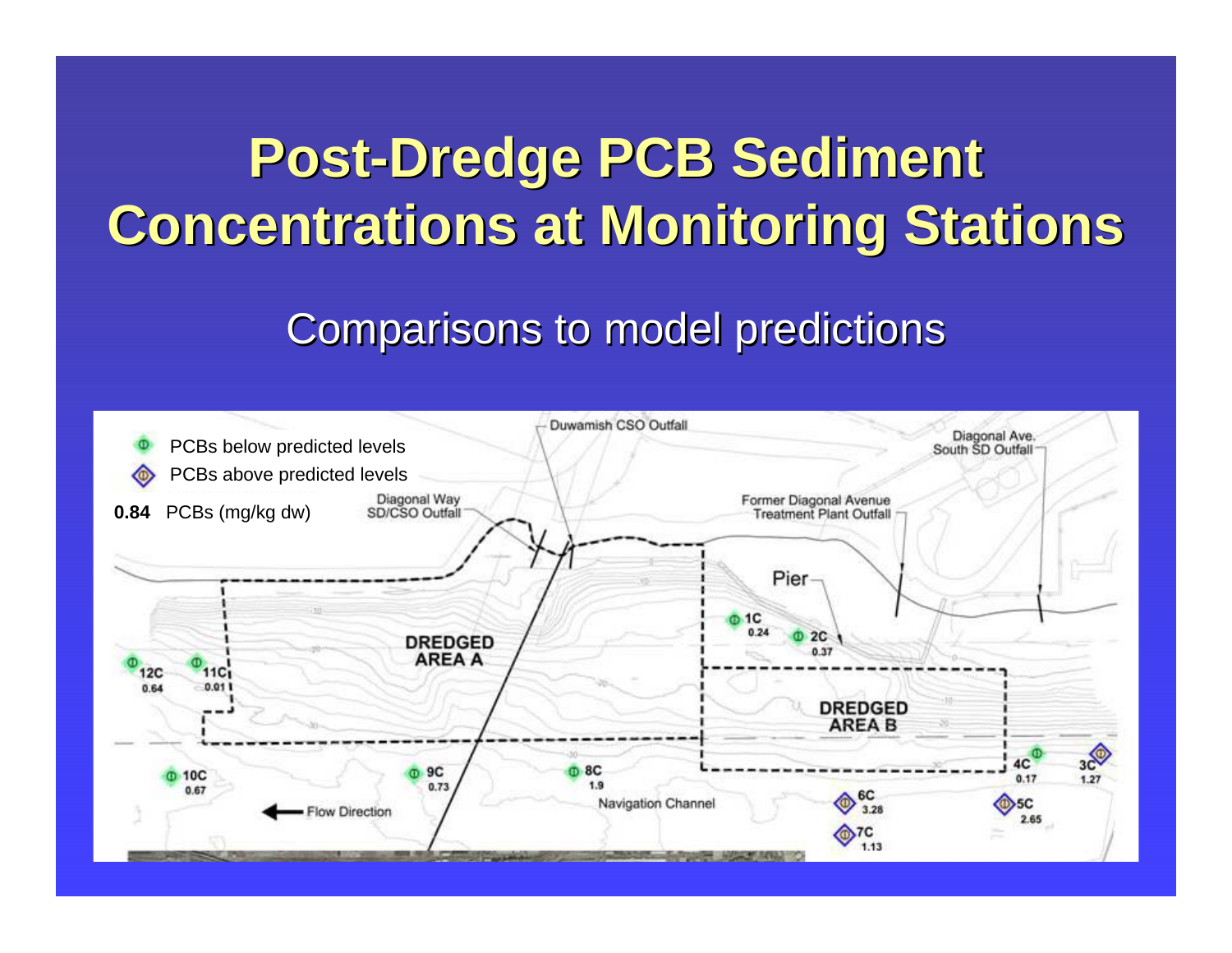# Post-Dredge PCB Sediment Concentrations at Monitoring Stations

## Comparisons to model predictions

- PCBs below predicted levels
- PCBs above predicted levels

**0.84** PCBs (mg/kg dw)

Duwamish CSO Outfall

Diagonal Ave. South SD Outfall

Diagonal Way SD/CSO Outfall

Former Diagonal Avenue Treatment Plant Outfall

Pier

DREDGED AREA A

DREDGED AREA B

Flow Direction

Navigation Channel

| Station | PCBs (mg/kg dw) |
|---|---|
| 1C | 0.24 |
| 2C | 0.37 |
| 3C | 1.27 |
| 4C | 0.17 |
| 5C | 2.65 |
| 6C | 3.28 |
| 7C | 1.13 |
| 8C | 1.9 |
| 9C | 0.73 |
| 10C | 0.67 |
| 11C | 0.01 |
| 12C | 0.64 |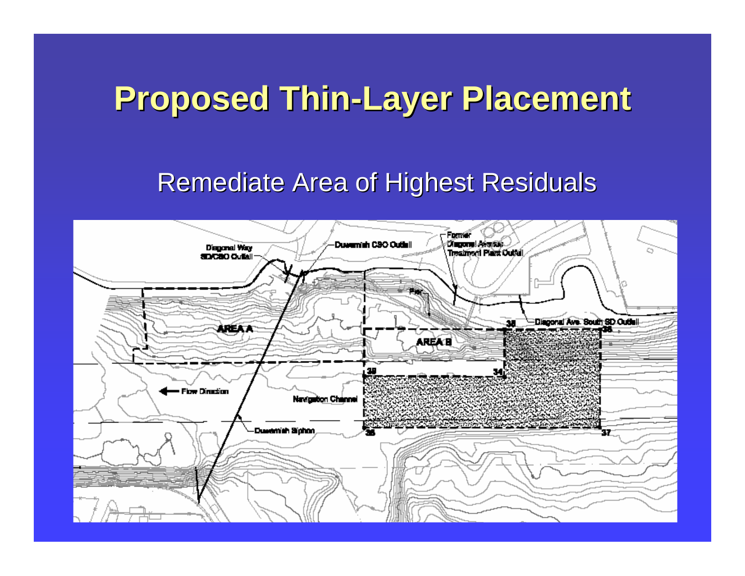# Proposed Thin-Layer Placement

Remediate Area of Highest Residuals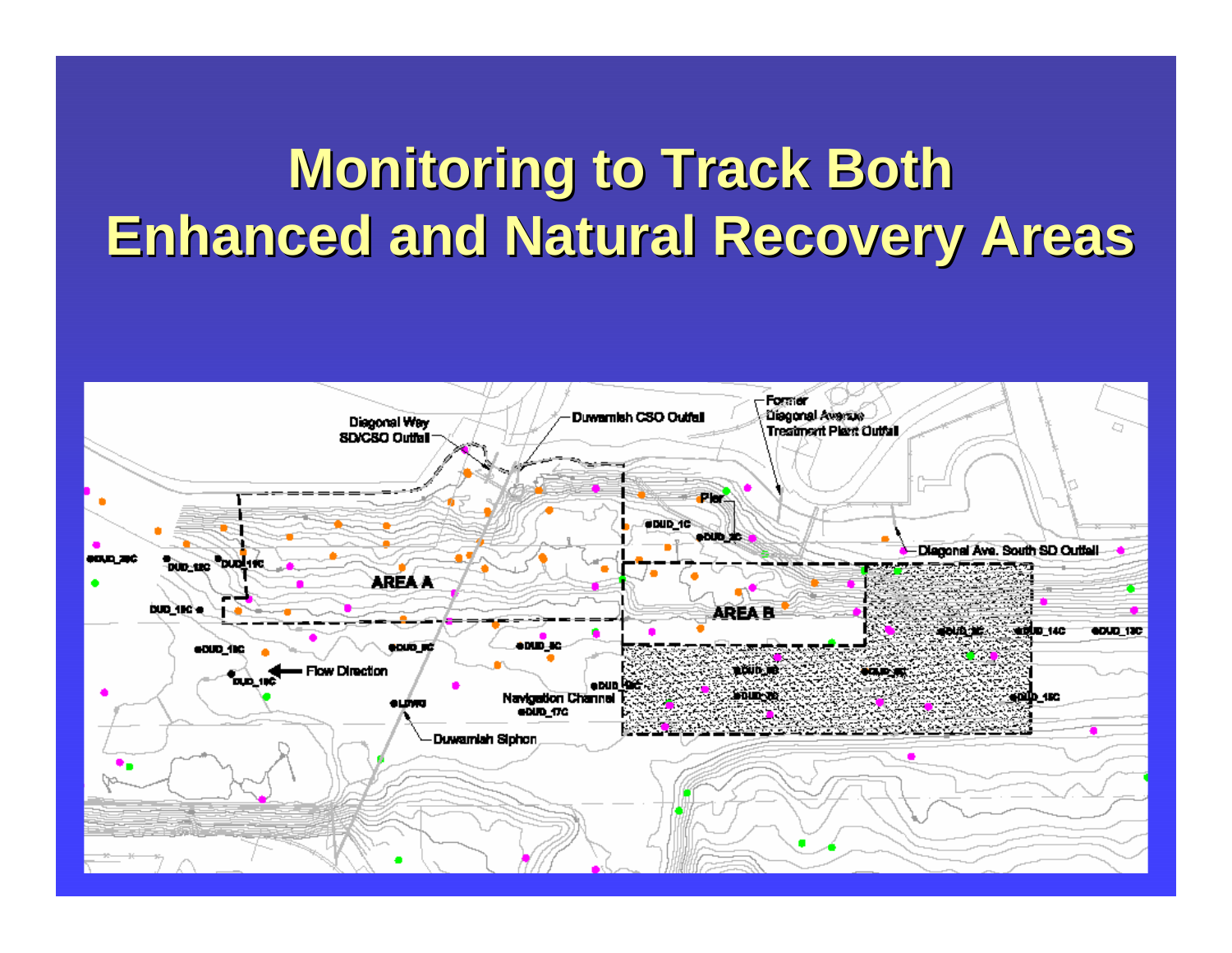# Monitoring to Track Both Enhanced and Natural Recovery Areas

Diagonal Way SD/CSO Outfall

Duwamish CSO Outfall

Former Diagonal Avenue Treatment Plant Outfall

Pier

Diagonal Ave. South SD Outfall

AREA A

AREA B

Flow Direction

Navigation Channel

Duwamish Siphon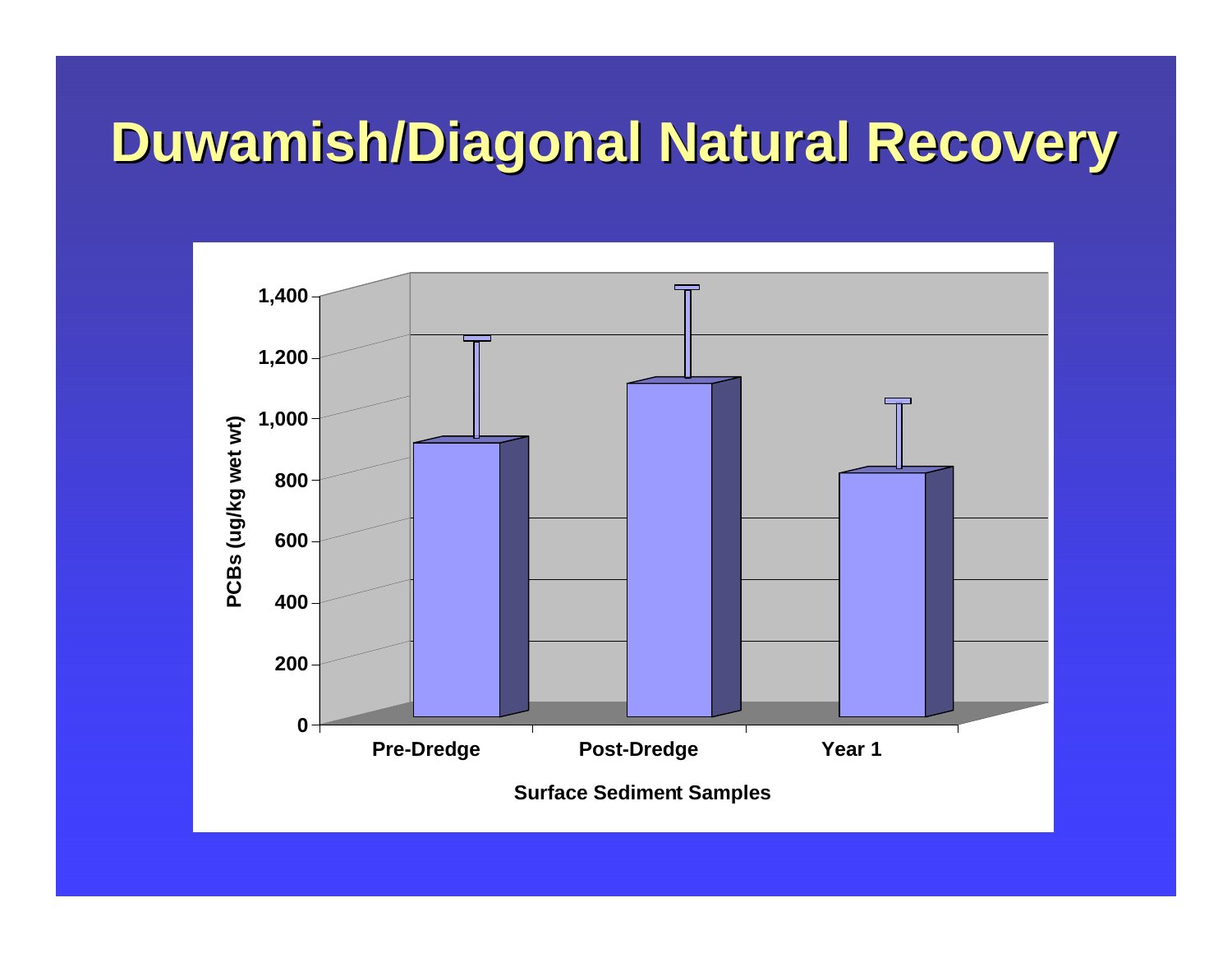# Duwamish/Diagonal Natural Recovery

PCBs (ug/kg wet wt)

1,400
1,200
1,000
800
600
400
200
0

Pre-Dredge | Post-Dredge | Year 1

Surface Sediment Samples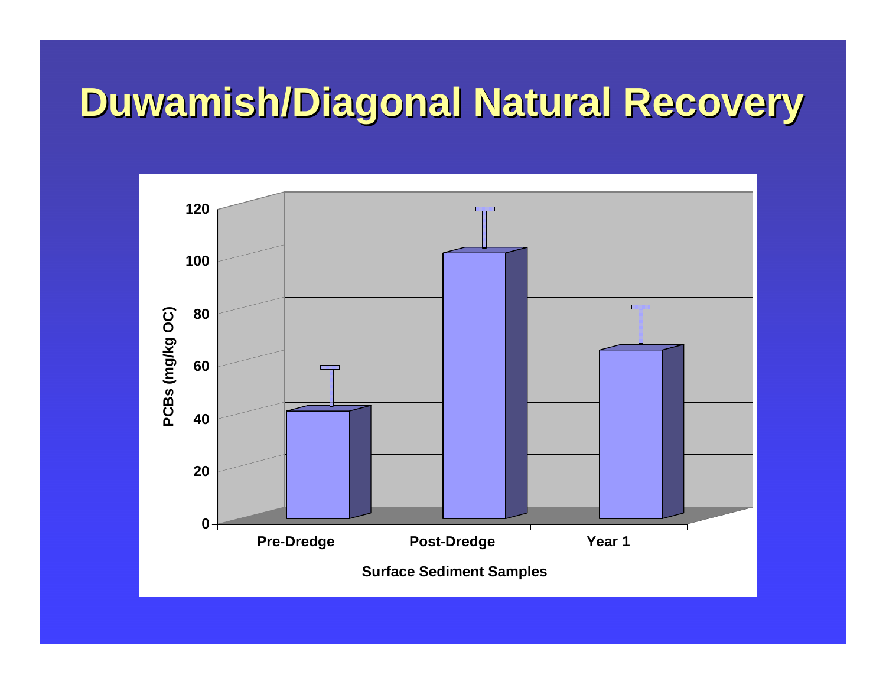# Duwamish/Diagonal Natural Recovery

PCBs (mg/kg OC)

120
100
80
60
40
20
0

Pre-Dredge | Post-Dredge | Year 1

Surface Sediment Samples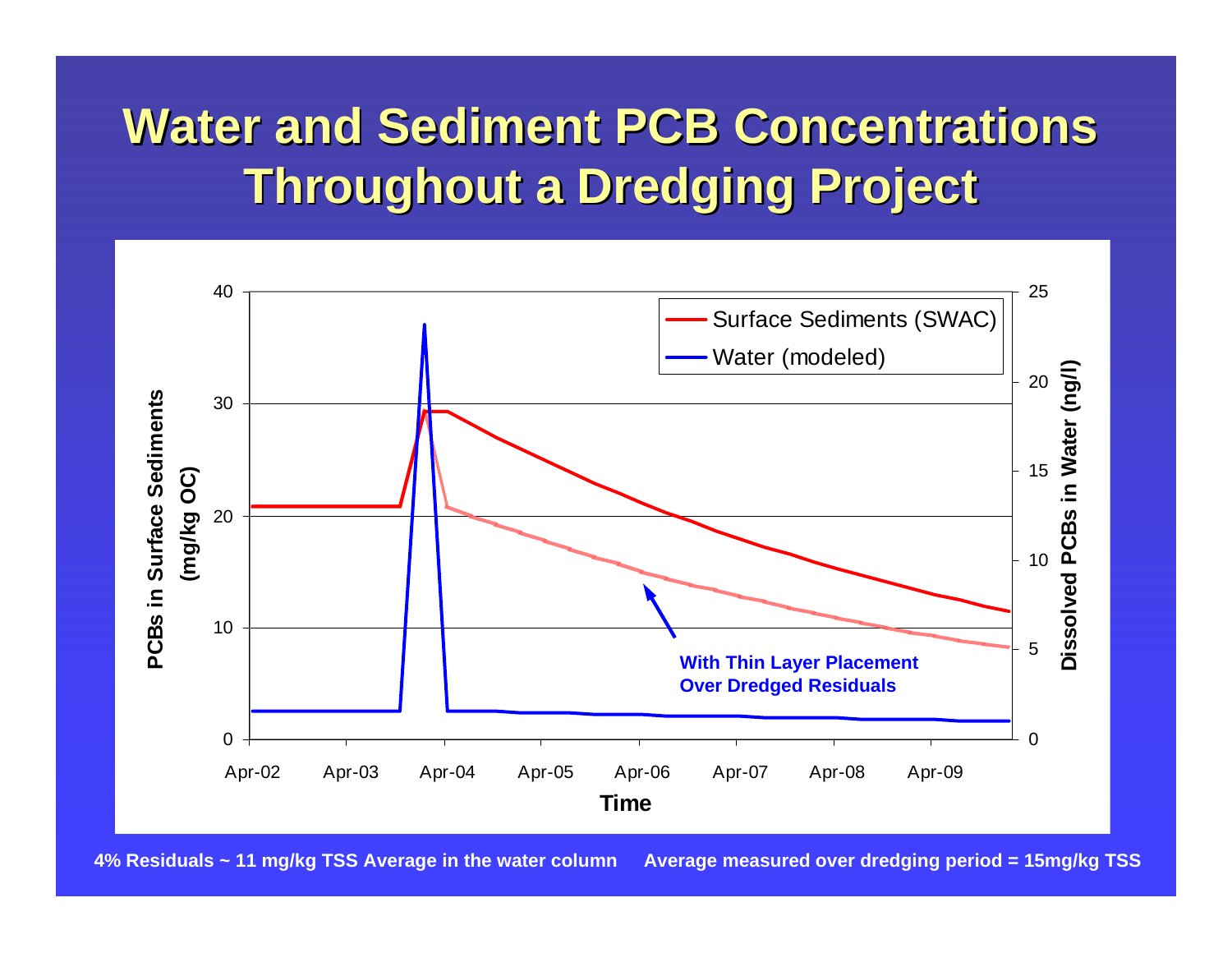# Water and Sediment PCB Concentrations Throughout a Dredging Project

4% Residuals ~ 11 mg/kg TSS Average in the water column     Average measured over dredging period = 15mg/kg TSS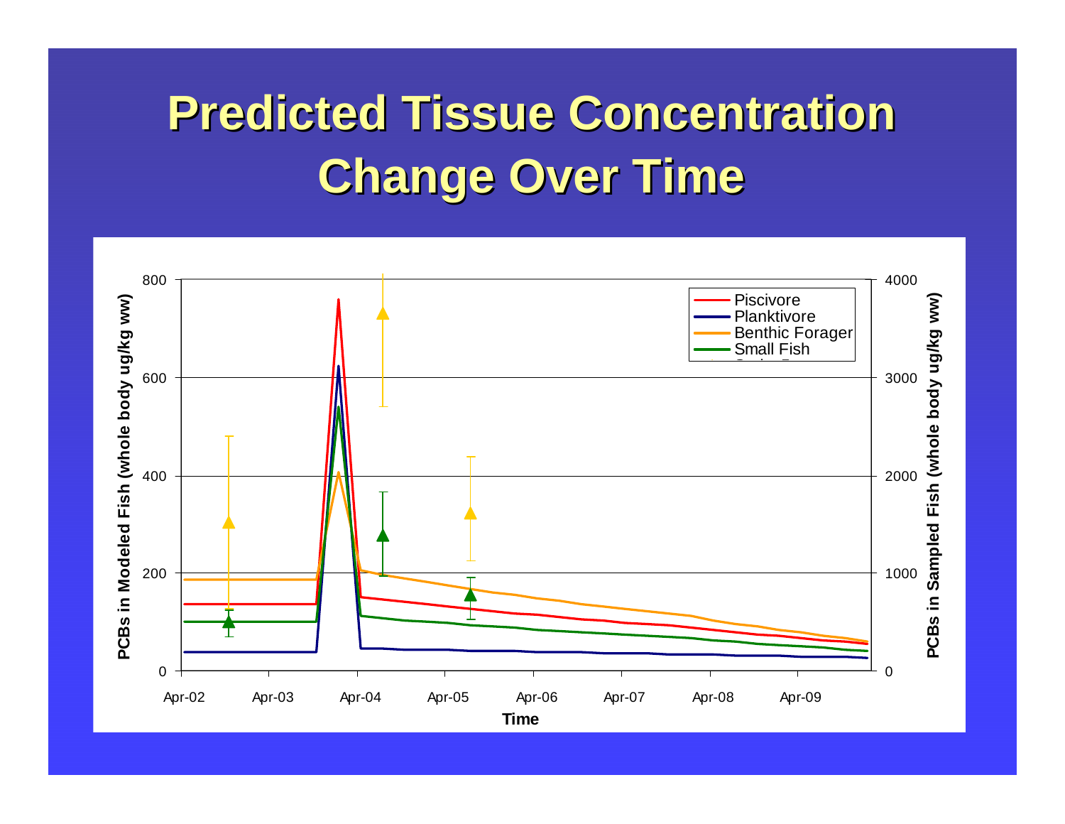# Predicted Tissue Concentration Change Over Time

PCBs in Modeled Fish (whole body ug/kg ww)

PCBs in Sampled Fish (whole body ug/kg ww)

Piscivore

Planktivore

Benthic Forager

Small Fish

Time

Apr-02 Apr-03 Apr-04 Apr-05 Apr-06 Apr-07 Apr-08 Apr-09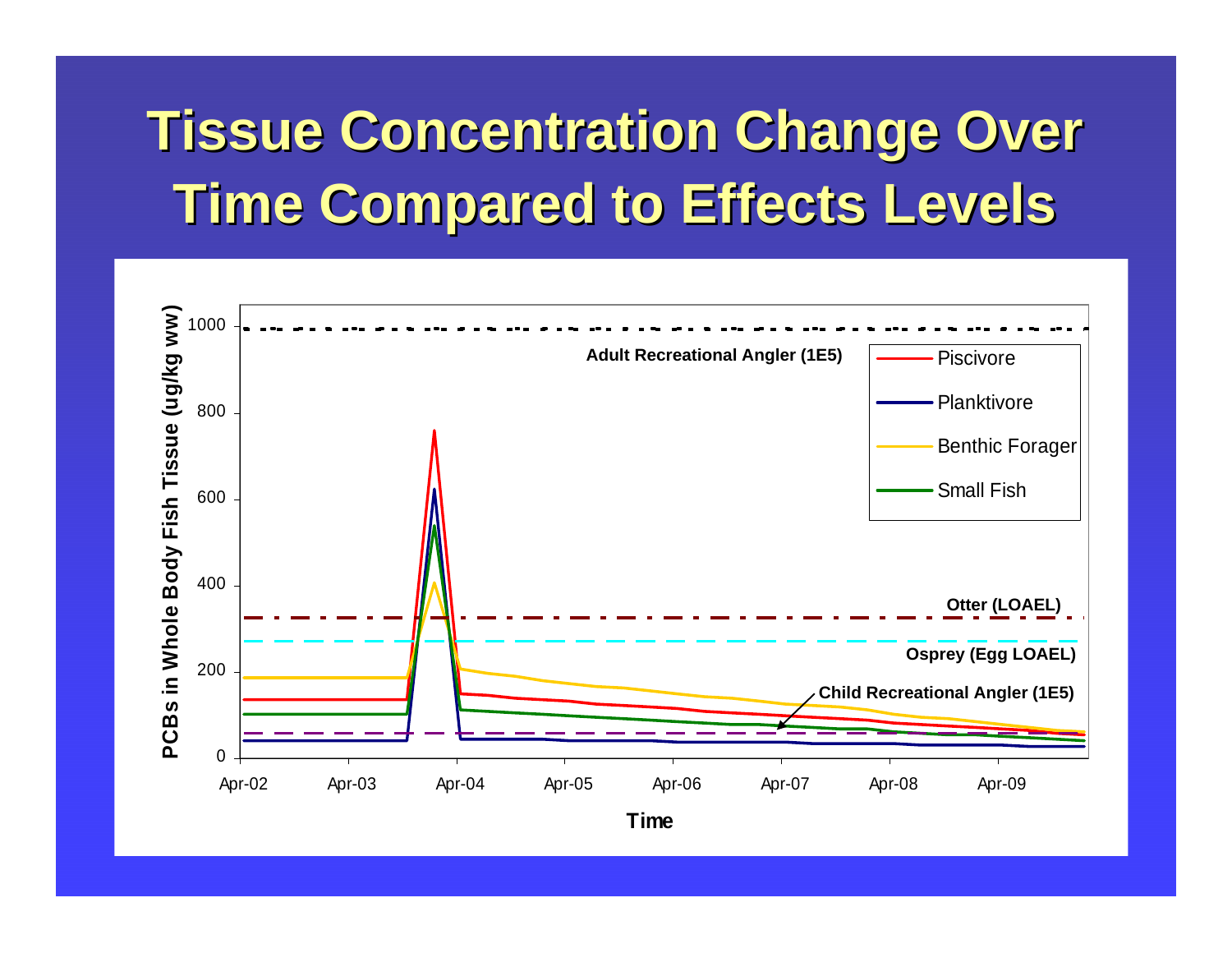# Tissue Concentration Change Over Time Compared to Effects Levels

PCBs in Whole Body Fish Tissue (ug/kg ww)

Adult Recreational Angler (1E5)

Otter (LOAEL)

Osprey (Egg LOAEL)

Child Recreational Angler (1E5)

- Piscivore
- Planktivore
- Benthic Forager
- Small Fish

Time

Apr-02, Apr-03, Apr-04, Apr-05, Apr-06, Apr-07, Apr-08, Apr-09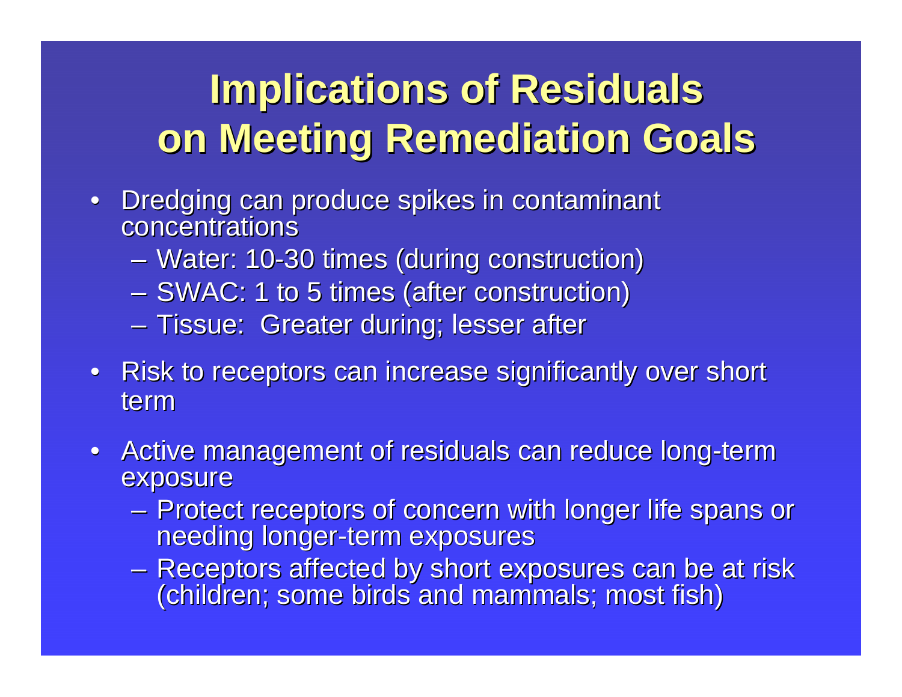# Implications of Residuals on Meeting Remediation Goals

- Dredging can produce spikes in contaminant concentrations
  - Water: 10-30 times (during construction)
  - SWAC: 1 to 5 times (after construction)
  - Tissue: Greater during; lesser after
- Risk to receptors can increase significantly over short term
- Active management of residuals can reduce long-term exposure
  - Protect receptors of concern with longer life spans or needing longer-term exposures
  - Receptors affected by short exposures can be at risk (children; some birds and mammals; most fish)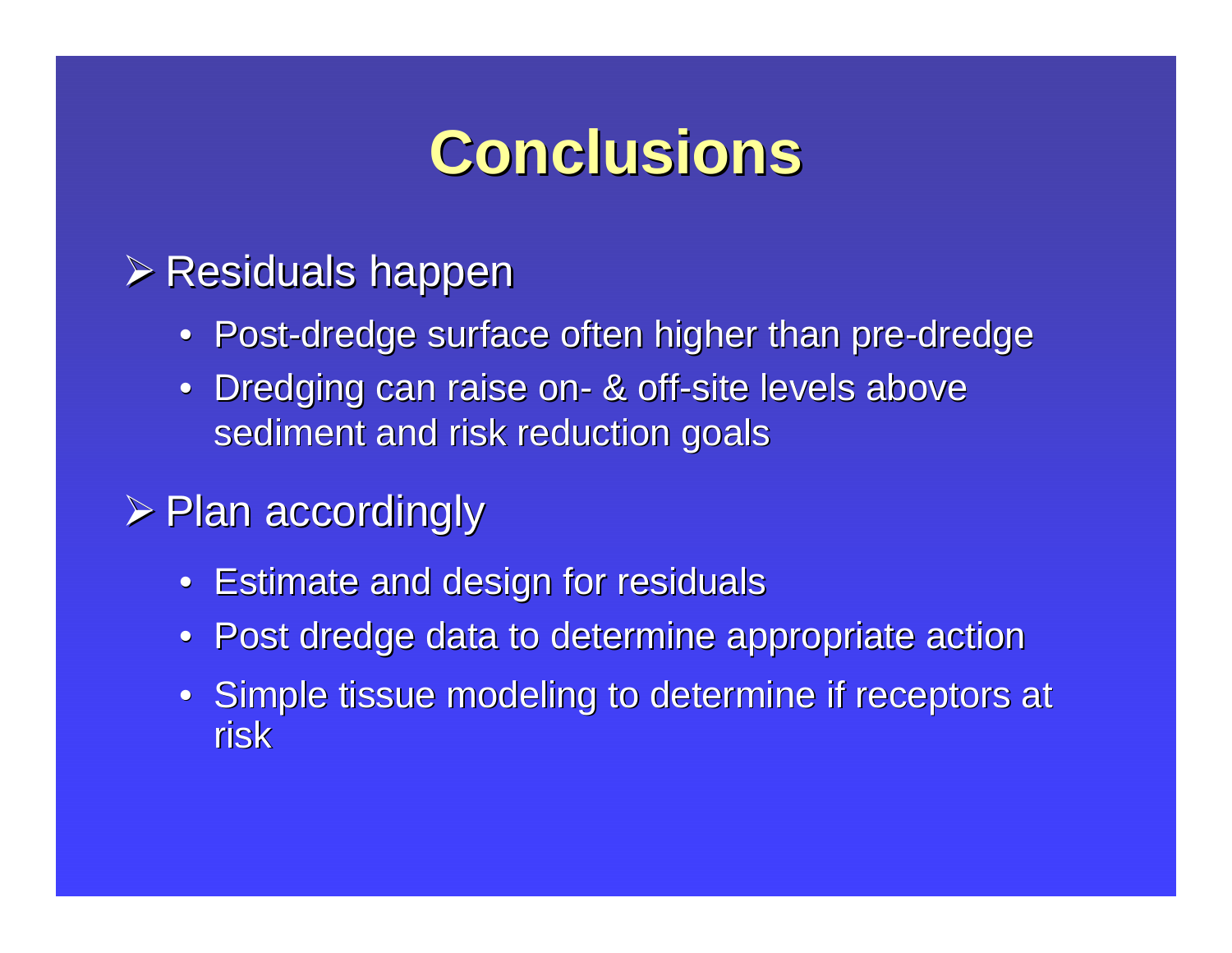# Conclusions

- Residuals happen
  - Post-dredge surface often higher than pre-dredge
  - Dredging can raise on- & off-site levels above sediment and risk reduction goals
- Plan accordingly
  - Estimate and design for residuals
  - Post dredge data to determine appropriate action
  - Simple tissue modeling to determine if receptors at risk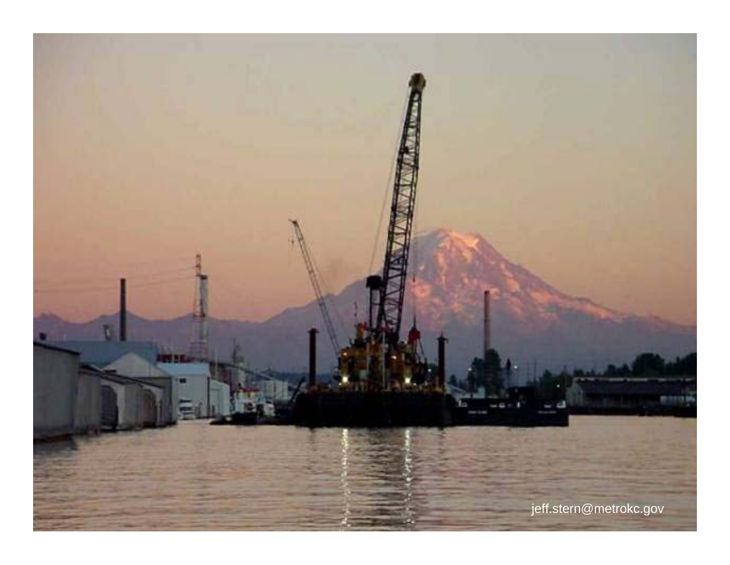jeff.stern@metrokc.gov